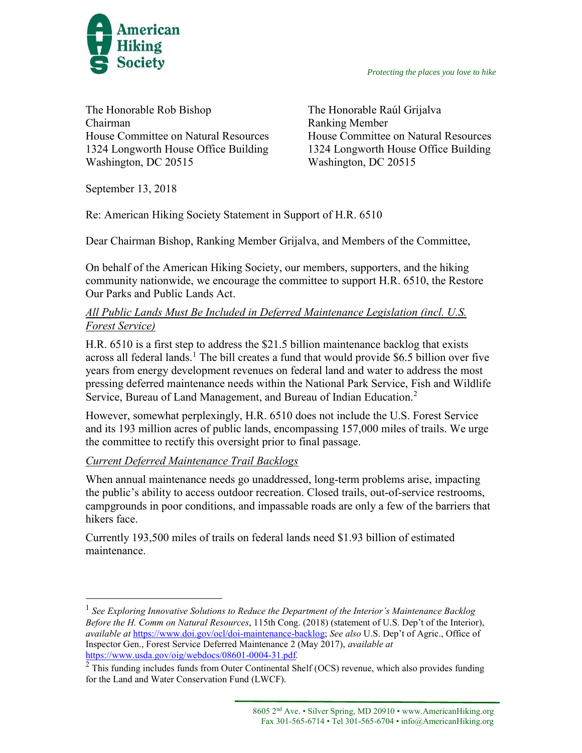**American Hiking Society**

*Protecting the places you love to hike*

The Honorable Rob Bishop
Chairman
House Committee on Natural Resources
1324 Longworth House Office Building
Washington, DC 20515

The Honorable Raúl Grijalva
Ranking Member
House Committee on Natural Resources
1324 Longworth House Office Building
Washington, DC 20515

September 13, 2018

Re: American Hiking Society Statement in Support of H.R. 6510

Dear Chairman Bishop, Ranking Member Grijalva, and Members of the Committee,

On behalf of the American Hiking Society, our members, supporters, and the hiking community nationwide, we encourage the committee to support H.R. 6510, the Restore Our Parks and Public Lands Act.

*<u>All Public Lands Must Be Included in Deferred Maintenance Legislation (incl. U.S. Forest Service)</u>*

H.R. 6510 is a first step to address the $21.5 billion maintenance backlog that exists across all federal lands.[1] The bill creates a fund that would provide $6.5 billion over five years from energy development revenues on federal land and water to address the most pressing deferred maintenance needs within the National Park Service, Fish and Wildlife Service, Bureau of Land Management, and Bureau of Indian Education.[2]

However, somewhat perplexingly, H.R. 6510 does not include the U.S. Forest Service and its 193 million acres of public lands, encompassing 157,000 miles of trails. We urge the committee to rectify this oversight prior to final passage.

*<u>Current Deferred Maintenance Trail Backlogs</u>*

When annual maintenance needs go unaddressed, long-term problems arise, impacting the public's ability to access outdoor recreation. Closed trails, out-of-service restrooms, campgrounds in poor conditions, and impassable roads are only a few of the barriers that hikers face.

Currently 193,500 miles of trails on federal lands need $1.93 billion of estimated maintenance.

---

[1] *See Exploring Innovative Solutions to Reduce the Department of the Interior's Maintenance Backlog Before the H. Comm on Natural Resources*, 115th Cong. (2018) (statement of U.S. Dep't of the Interior), *available at* https://www.doi.gov/ocl/doi-maintenance-backlog; *See also* U.S. Dep't of Agric., Office of Inspector Gen., Forest Service Deferred Maintenance 2 (May 2017), *available at* https://www.usda.gov/oig/webdocs/08601-0004-31.pdf.

[2] This funding includes funds from Outer Continental Shelf (OCS) revenue, which also provides funding for the Land and Water Conservation Fund (LWCF).

8605 2nd Ave. • Silver Spring, MD 20910 • www.AmericanHiking.org
Fax 301-565-6714 • Tel 301-565-6704 • info@AmericanHiking.org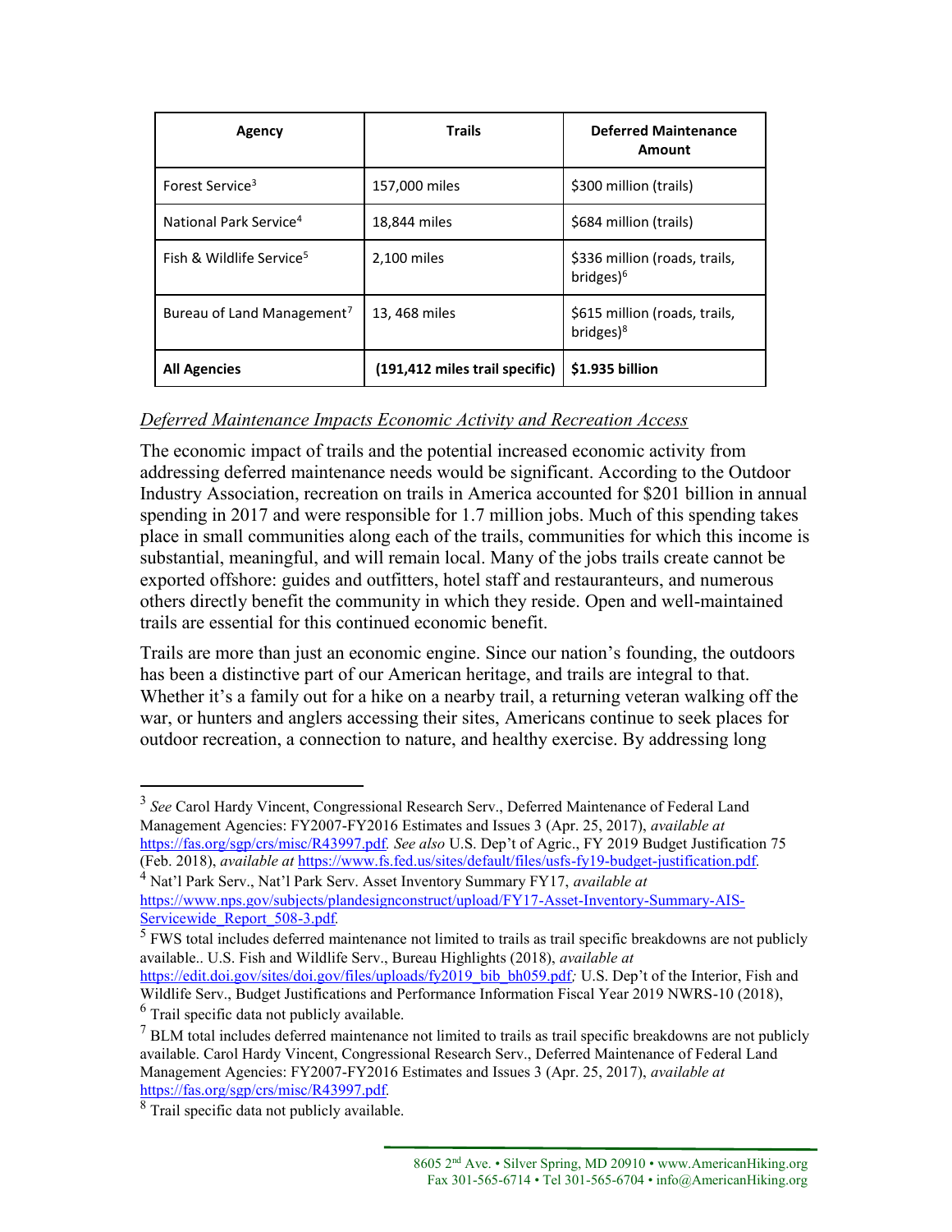| Agency | Trails | Deferred Maintenance Amount |
| --- | --- | --- |
| Forest Service[3] | 157,000 miles | $300 million (trails) |
| National Park Service[4] | 18,844 miles | $684 million (trails) |
| Fish & Wildlife Service[5] | 2,100 miles | $336 million (roads, trails, bridges)[6] |
| Bureau of Land Management[7] | 13, 468 miles | $615 million (roads, trails, bridges)[8] |
| **All Agencies** | **(191,412 miles trail specific)** | **$1.935 billion** |

*Deferred Maintenance Impacts Economic Activity and Recreation Access*

The economic impact of trails and the potential increased economic activity from addressing deferred maintenance needs would be significant. According to the Outdoor Industry Association, recreation on trails in America accounted for $201 billion in annual spending in 2017 and were responsible for 1.7 million jobs. Much of this spending takes place in small communities along each of the trails, communities for which this income is substantial, meaningful, and will remain local. Many of the jobs trails create cannot be exported offshore: guides and outfitters, hotel staff and restauranteurs, and numerous others directly benefit the community in which they reside. Open and well-maintained trails are essential for this continued economic benefit.

Trails are more than just an economic engine. Since our nation's founding, the outdoors has been a distinctive part of our American heritage, and trails are integral to that. Whether it's a family out for a hike on a nearby trail, a returning veteran walking off the war, or hunters and anglers accessing their sites, Americans continue to seek places for outdoor recreation, a connection to nature, and healthy exercise. By addressing long

---

[3] *See* Carol Hardy Vincent, Congressional Research Serv., Deferred Maintenance of Federal Land Management Agencies: FY2007-FY2016 Estimates and Issues 3 (Apr. 25, 2017), *available at* https://fas.org/sgp/crs/misc/R43997.pdf. *See also* U.S. Dep't of Agric., FY 2019 Budget Justification 75 (Feb. 2018), *available at* https://www.fs.fed.us/sites/default/files/usfs-fy19-budget-justification.pdf.

[4] Nat'l Park Serv., Nat'l Park Serv. Asset Inventory Summary FY17, *available at* https://www.nps.gov/subjects/plandesignconstruct/upload/FY17-Asset-Inventory-Summary-AIS-Servicewide_Report_508-3.pdf.

[5] FWS total includes deferred maintenance not limited to trails as trail specific breakdowns are not publicly available.. U.S. Fish and Wildlife Serv., Bureau Highlights (2018), *available at* https://edit.doi.gov/sites/doi.gov/files/uploads/fy2019_bib_bh059.pdf; U.S. Dep't of the Interior, Fish and Wildlife Serv., Budget Justifications and Performance Information Fiscal Year 2019 NWRS-10 (2018),

[6] Trail specific data not publicly available.

[7] BLM total includes deferred maintenance not limited to trails as trail specific breakdowns are not publicly available. Carol Hardy Vincent, Congressional Research Serv., Deferred Maintenance of Federal Land Management Agencies: FY2007-FY2016 Estimates and Issues 3 (Apr. 25, 2017), *available at* https://fas.org/sgp/crs/misc/R43997.pdf.

[8] Trail specific data not publicly available.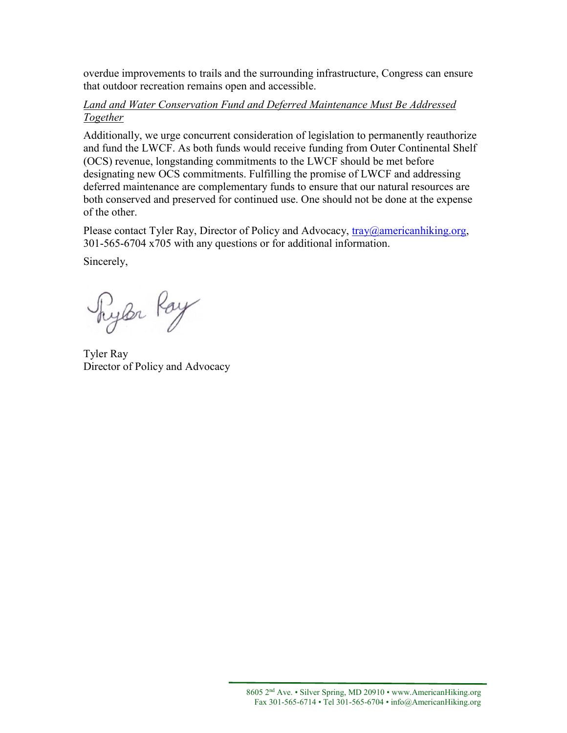overdue improvements to trails and the surrounding infrastructure, Congress can ensure that outdoor recreation remains open and accessible.

*Land and Water Conservation Fund and Deferred Maintenance Must Be Addressed Together*

Additionally, we urge concurrent consideration of legislation to permanently reauthorize and fund the LWCF. As both funds would receive funding from Outer Continental Shelf (OCS) revenue, longstanding commitments to the LWCF should be met before designating new OCS commitments. Fulfilling the promise of LWCF and addressing deferred maintenance are complementary funds to ensure that our natural resources are both conserved and preserved for continued use. One should not be done at the expense of the other.

Please contact Tyler Ray, Director of Policy and Advocacy, tray@americanhiking.org, 301-565-6704 x705 with any questions or for additional information.

Sincerely,

Tyler Ray

Tyler Ray
Director of Policy and Advocacy

8605 2nd Ave. • Silver Spring, MD 20910 • www.AmericanHiking.org
Fax 301-565-6714 • Tel 301-565-6704 • info@AmericanHiking.org